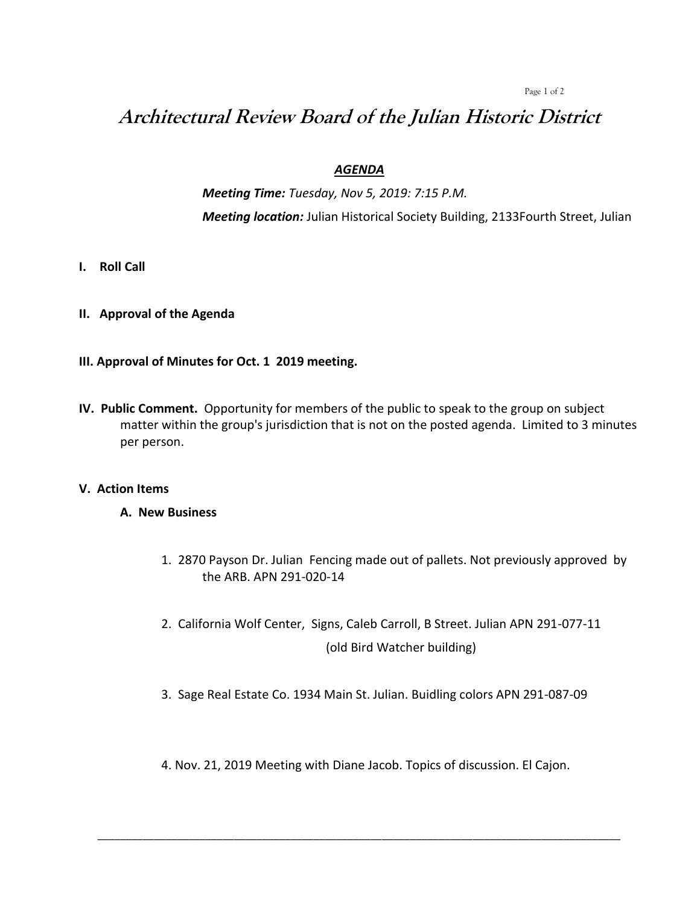# *Architectural Review Board of the Julian Historic District*

## ***AGENDA***

***Meeting Time:*** *Tuesday, Nov 5, 2019: 7:15 P.M.*

***Meeting location:*** Julian Historical Society Building, 2133Fourth Street, Julian

**I. Roll Call**

**II. Approval of the Agenda**

**III. Approval of Minutes for Oct. 1 2019 meeting.**

**IV. Public Comment.** Opportunity for members of the public to speak to the group on subject matter within the group's jurisdiction that is not on the posted agenda. Limited to 3 minutes per person.

**V. Action Items**

**A. New Business**

1. 2870 Payson Dr. Julian Fencing made out of pallets. Not previously approved by the ARB. APN 291-020-14

2. California Wolf Center, Signs, Caleb Carroll, B Street. Julian APN 291-077-11 (old Bird Watcher building)

3. Sage Real Estate Co. 1934 Main St. Julian. Buidling colors APN 291-087-09

4. Nov. 21, 2019 Meeting with Diane Jacob. Topics of discussion. El Cajon.

---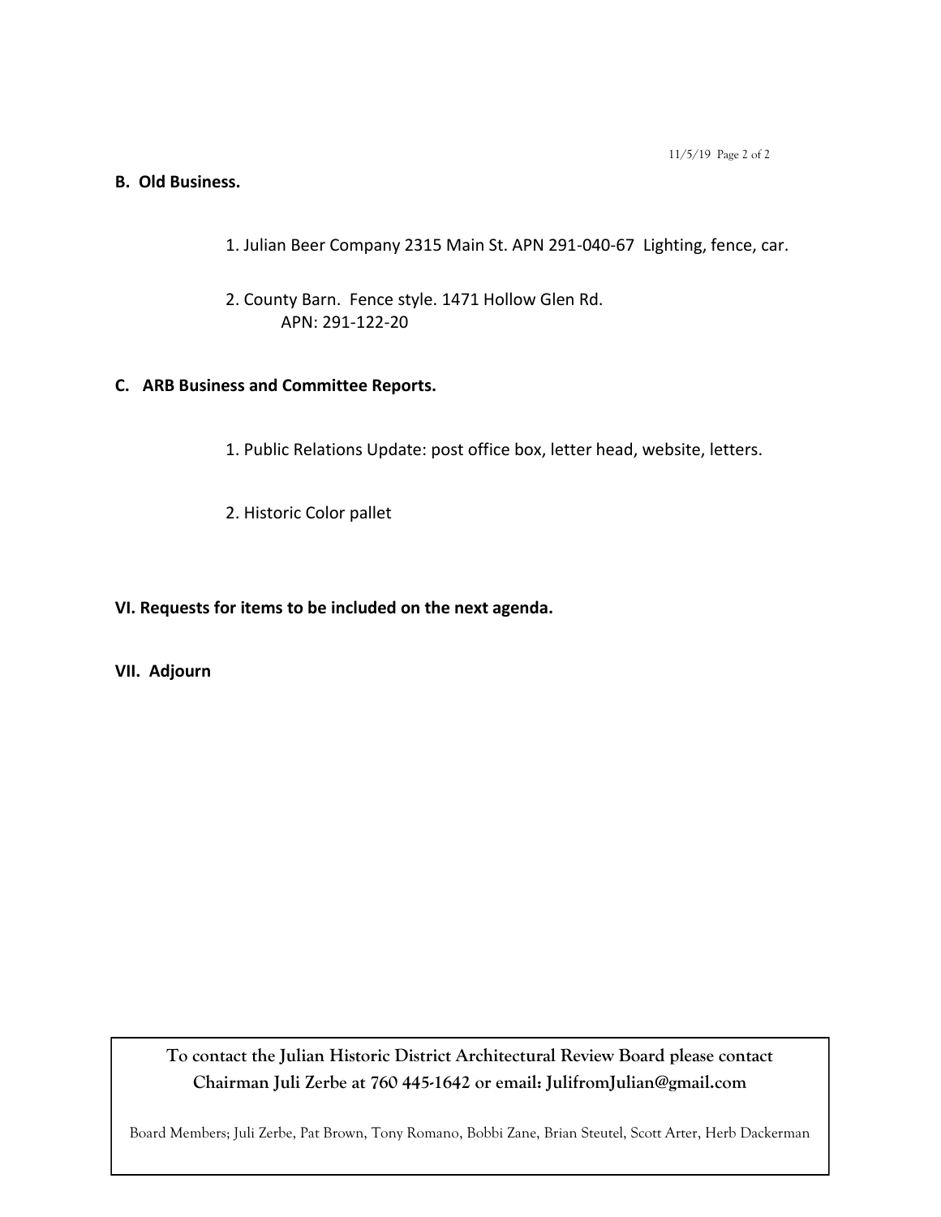**B. Old Business.**

1. Julian Beer Company 2315 Main St. APN 291-040-67 Lighting, fence, car.

2. County Barn. Fence style. 1471 Hollow Glen Rd.
   APN: 291-122-20

**C. ARB Business and Committee Reports.**

1. Public Relations Update: post office box, letter head, website, letters.

2. Historic Color pallet

**VI. Requests for items to be included on the next agenda.**

**VII. Adjourn**

**To contact the Julian Historic District Architectural Review Board please contact Chairman Juli Zerbe at 760 445-1642 or email: JulifromJulian@gmail.com**

Board Members; Juli Zerbe, Pat Brown, Tony Romano, Bobbi Zane, Brian Steutel, Scott Arter, Herb Dackerman